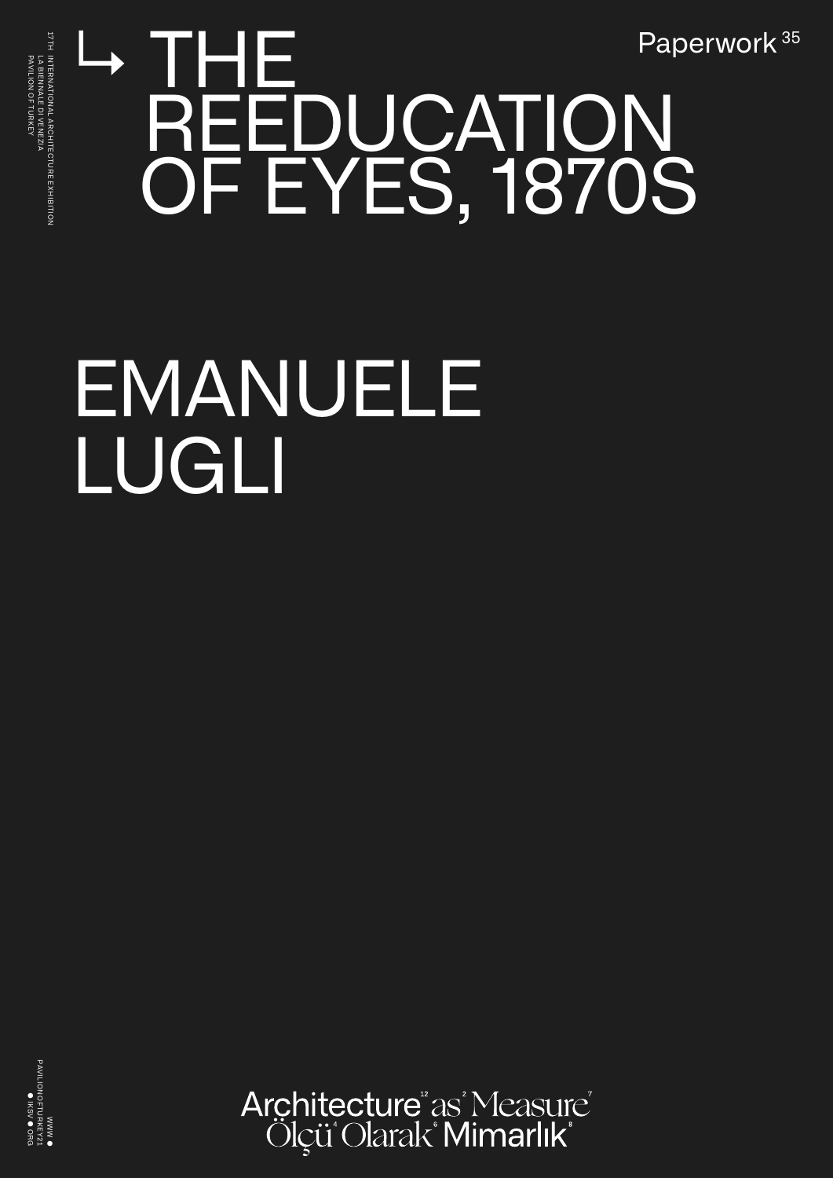17TH INTERNATIONAL ARCHITECTURE EXHIBITION
LA BIENNALE DI VENEZIA
PAVILION OF TURKEY

Paperwork 35

# ↳ THE REEDUCATION OF EYES, 1870S

## EMANUELE LUGLI

WWW ● PAVILIONOFTURKEY21 ● IKSV ● ORG

Architecture as Measure
Ölçü Olarak Mimarlık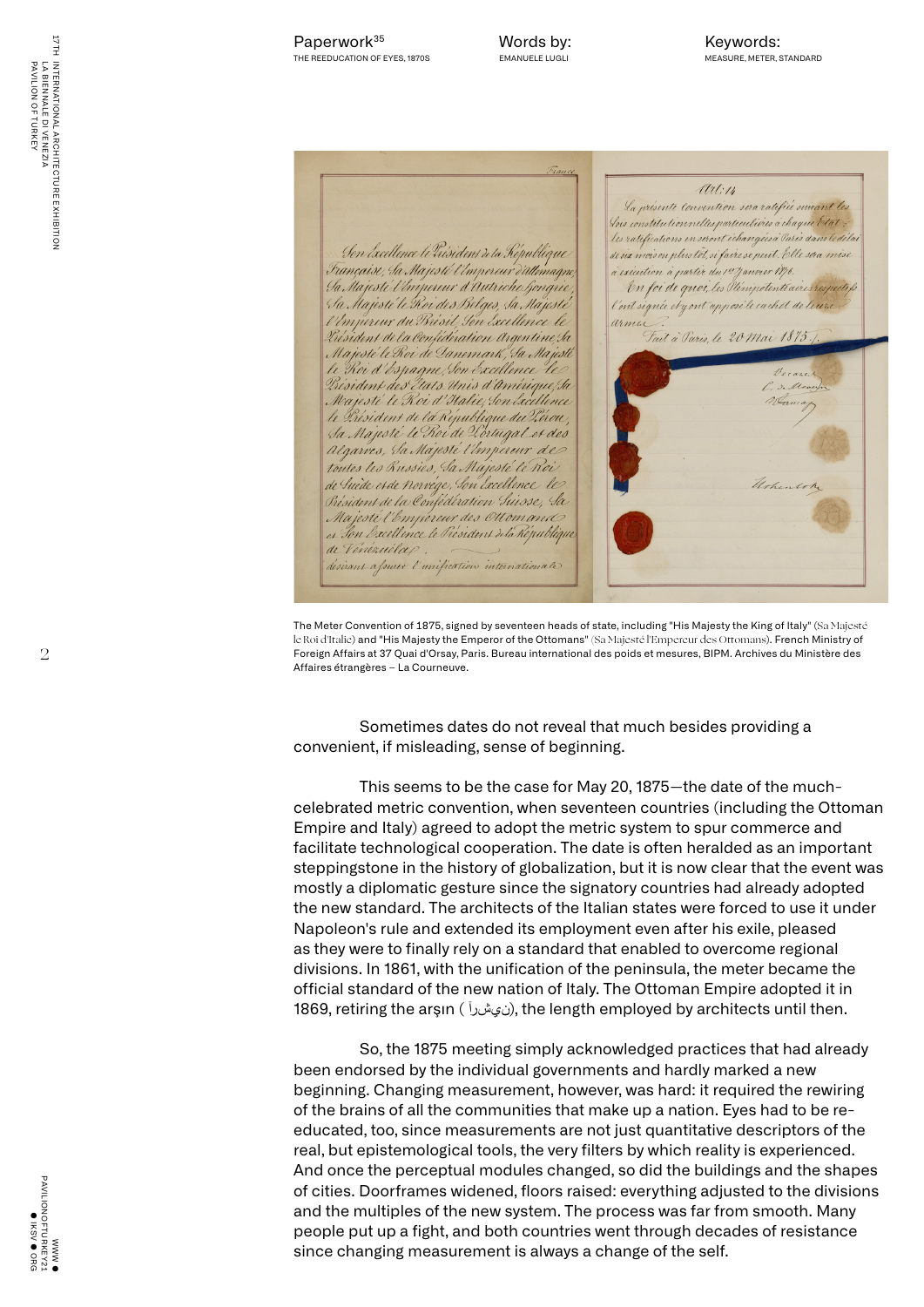Paperwork[35]
THE REEDUCATION OF EYES, 1870S

Words by:
EMANUELE LUGLI

Keywords:
MEASURE, METER, STANDARD

The Meter Convention of 1875, signed by seventeen heads of state, including "His Majesty the King of Italy" (Sa Majesté le Roi d'Italie) and "His Majesty the Emperor of the Ottomans" (Sa Majesté l'Empereur des Ottomans). French Ministry of Foreign Affairs at 37 Quai d'Orsay, Paris. Bureau international des poids et mesures, BIPM. Archives du Ministère des Affaires étrangères – La Courneuve.

Sometimes dates do not reveal that much besides providing a convenient, if misleading, sense of beginning.

This seems to be the case for May 20, 1875—the date of the much-celebrated metric convention, when seventeen countries (including the Ottoman Empire and Italy) agreed to adopt the metric system to spur commerce and facilitate technological cooperation. The date is often heralded as an important steppingstone in the history of globalization, but it is now clear that the event was mostly a diplomatic gesture since the signatory countries had already adopted the new standard. The architects of the Italian states were forced to use it under Napoleon's rule and extended its employment even after his exile, pleased as they were to finally rely on a standard that enabled to overcome regional divisions. In 1861, with the unification of the peninsula, the meter became the official standard of the new nation of Italy. The Ottoman Empire adopted it in 1869, retiring the arşın (ارشين), the length employed by architects until then.

So, the 1875 meeting simply acknowledged practices that had already been endorsed by the individual governments and hardly marked a new beginning. Changing measurement, however, was hard: it required the rewiring of the brains of all the communities that make up a nation. Eyes had to be re-educated, too, since measurements are not just quantitative descriptors of the real, but epistemological tools, the very filters by which reality is experienced. And once the perceptual modules changed, so did the buildings and the shapes of cities. Doorframes widened, floors raised: everything adjusted to the divisions and the multiples of the new system. The process was far from smooth. Many people put up a fight, and both countries went through decades of resistance since changing measurement is always a change of the self.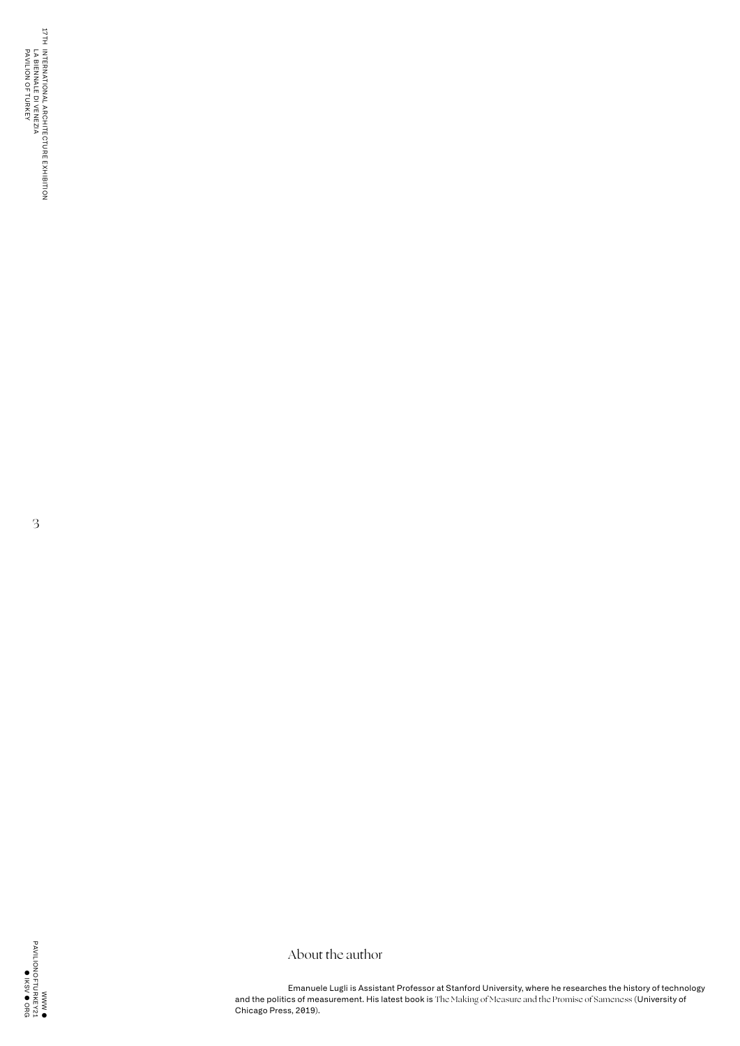## About the author

Emanuele Lugli is Assistant Professor at Stanford University, where he researches the history of technology and the politics of measurement. His latest book is *The Making of Measure and the Promise of Sameness* (University of Chicago Press, 2019).